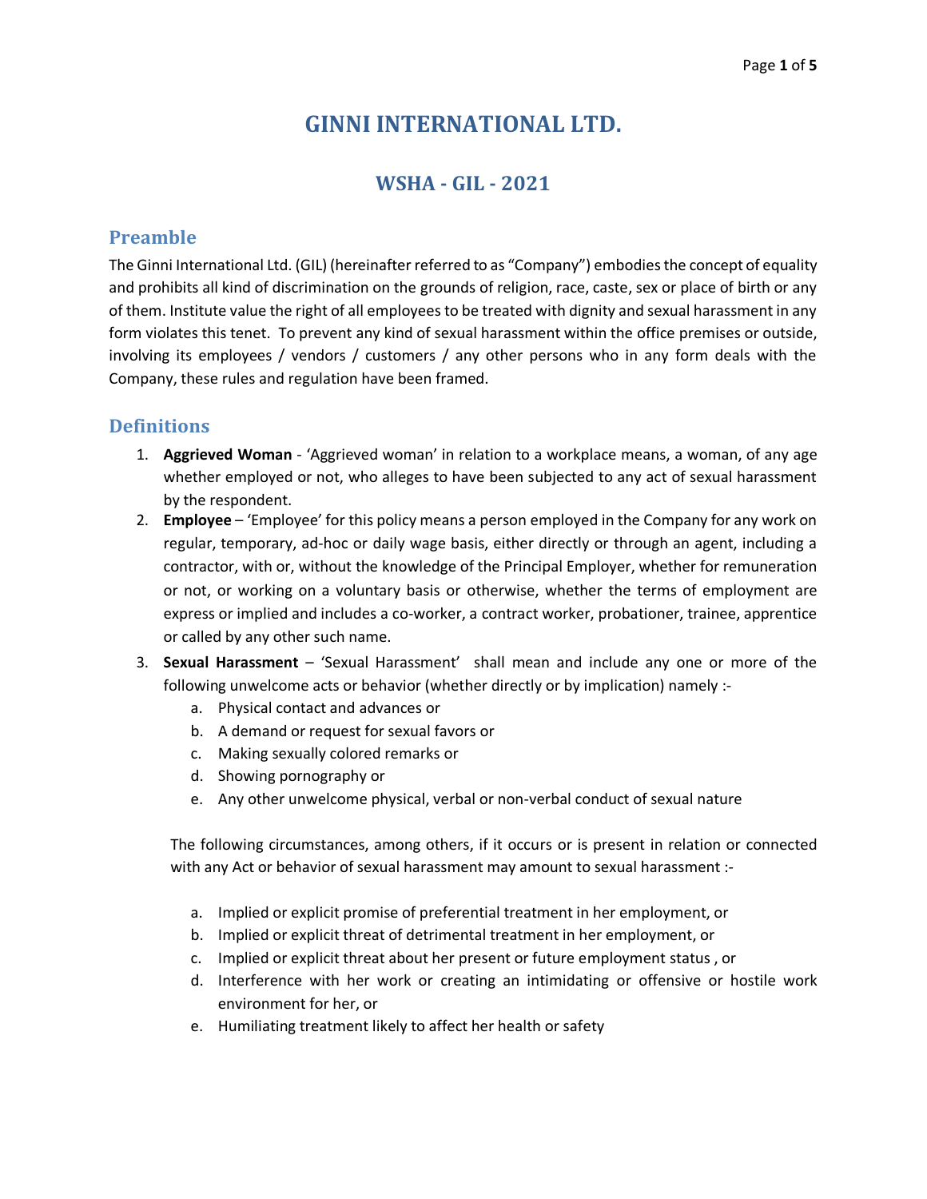# GINNI INTERNATIONAL LTD.

## WSHA - GIL - 2021

### Preamble

The Ginni International Ltd. (GIL) (hereinafter referred to as "Company") embodies the concept of equality and prohibits all kind of discrimination on the grounds of religion, race, caste, sex or place of birth or any of them. Institute value the right of all employees to be treated with dignity and sexual harassment in any form violates this tenet. To prevent any kind of sexual harassment within the office premises or outside, involving its employees / vendors / customers / any other persons who in any form deals with the Company, these rules and regulation have been framed.

### Definitions

1. **Aggrieved Woman** - 'Aggrieved woman' in relation to a workplace means, a woman, of any age whether employed or not, who alleges to have been subjected to any act of sexual harassment by the respondent.
2. **Employee** – 'Employee' for this policy means a person employed in the Company for any work on regular, temporary, ad-hoc or daily wage basis, either directly or through an agent, including a contractor, with or, without the knowledge of the Principal Employer, whether for remuneration or not, or working on a voluntary basis or otherwise, whether the terms of employment are express or implied and includes a co-worker, a contract worker, probationer, trainee, apprentice or called by any other such name.
3. **Sexual Harassment** – 'Sexual Harassment' shall mean and include any one or more of the following unwelcome acts or behavior (whether directly or by implication) namely :-
   a. Physical contact and advances or
   b. A demand or request for sexual favors or
   c. Making sexually colored remarks or
   d. Showing pornography or
   e. Any other unwelcome physical, verbal or non-verbal conduct of sexual nature

   The following circumstances, among others, if it occurs or is present in relation or connected with any Act or behavior of sexual harassment may amount to sexual harassment :-

   a. Implied or explicit promise of preferential treatment in her employment, or
   b. Implied or explicit threat of detrimental treatment in her employment, or
   c. Implied or explicit threat about her present or future employment status , or
   d. Interference with her work or creating an intimidating or offensive or hostile work environment for her, or
   e. Humiliating treatment likely to affect her health or safety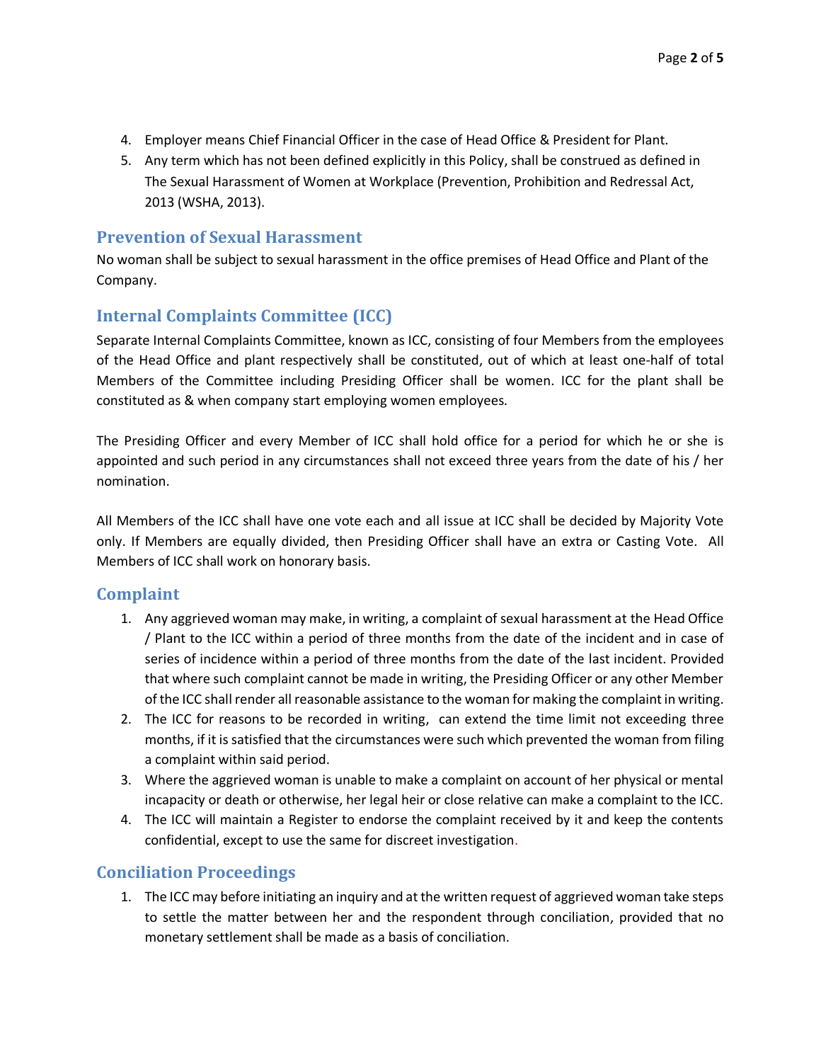4. Employer means Chief Financial Officer in the case of Head Office & President for Plant.
5. Any term which has not been defined explicitly in this Policy, shall be construed as defined in The Sexual Harassment of Women at Workplace (Prevention, Prohibition and Redressal Act, 2013 (WSHA, 2013).

## Prevention of Sexual Harassment

No woman shall be subject to sexual harassment in the office premises of Head Office and Plant of the Company.

## Internal Complaints Committee (ICC)

Separate Internal Complaints Committee, known as ICC, consisting of four Members from the employees of the Head Office and plant respectively shall be constituted, out of which at least one-half of total Members of the Committee including Presiding Officer shall be women. ICC for the plant shall be constituted as & when company start employing women employees.

The Presiding Officer and every Member of ICC shall hold office for a period for which he or she is appointed and such period in any circumstances shall not exceed three years from the date of his / her nomination.

All Members of the ICC shall have one vote each and all issue at ICC shall be decided by Majority Vote only. If Members are equally divided, then Presiding Officer shall have an extra or Casting Vote. All Members of ICC shall work on honorary basis.

## Complaint

1. Any aggrieved woman may make, in writing, a complaint of sexual harassment at the Head Office / Plant to the ICC within a period of three months from the date of the incident and in case of series of incidence within a period of three months from the date of the last incident. Provided that where such complaint cannot be made in writing, the Presiding Officer or any other Member of the ICC shall render all reasonable assistance to the woman for making the complaint in writing.
2. The ICC for reasons to be recorded in writing, can extend the time limit not exceeding three months, if it is satisfied that the circumstances were such which prevented the woman from filing a complaint within said period.
3. Where the aggrieved woman is unable to make a complaint on account of her physical or mental incapacity or death or otherwise, her legal heir or close relative can make a complaint to the ICC.
4. The ICC will maintain a Register to endorse the complaint received by it and keep the contents confidential, except to use the same for discreet investigation.

## Conciliation Proceedings

1. The ICC may before initiating an inquiry and at the written request of aggrieved woman take steps to settle the matter between her and the respondent through conciliation, provided that no monetary settlement shall be made as a basis of conciliation.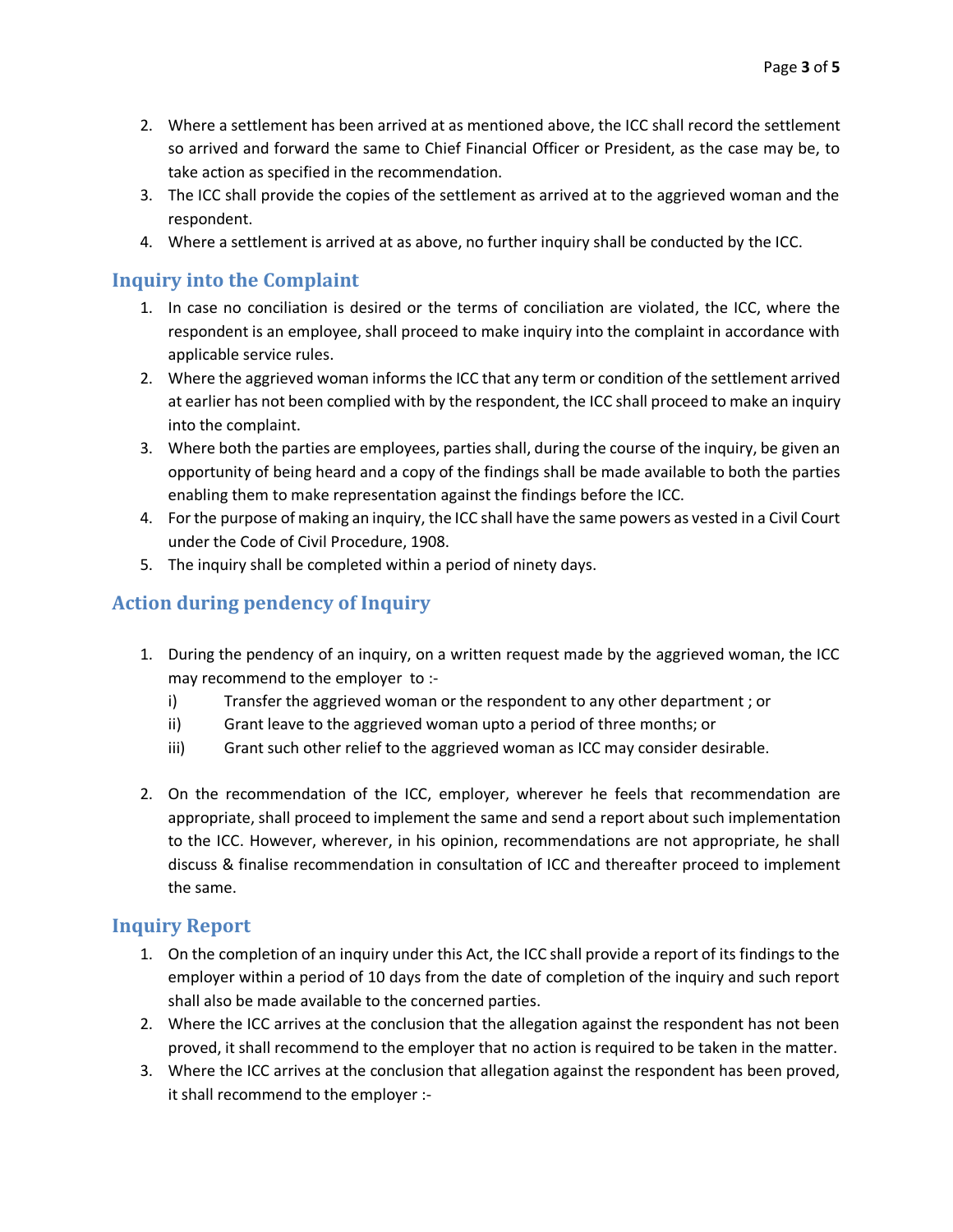2. Where a settlement has been arrived at as mentioned above, the ICC shall record the settlement so arrived and forward the same to Chief Financial Officer or President, as the case may be, to take action as specified in the recommendation.
3. The ICC shall provide the copies of the settlement as arrived at to the aggrieved woman and the respondent.
4. Where a settlement is arrived at as above, no further inquiry shall be conducted by the ICC.

## Inquiry into the Complaint

1. In case no conciliation is desired or the terms of conciliation are violated, the ICC, where the respondent is an employee, shall proceed to make inquiry into the complaint in accordance with applicable service rules.
2. Where the aggrieved woman informs the ICC that any term or condition of the settlement arrived at earlier has not been complied with by the respondent, the ICC shall proceed to make an inquiry into the complaint.
3. Where both the parties are employees, parties shall, during the course of the inquiry, be given an opportunity of being heard and a copy of the findings shall be made available to both the parties enabling them to make representation against the findings before the ICC.
4. For the purpose of making an inquiry, the ICC shall have the same powers as vested in a Civil Court under the Code of Civil Procedure, 1908.
5. The inquiry shall be completed within a period of ninety days.

## Action during pendency of Inquiry

1. During the pendency of an inquiry, on a written request made by the aggrieved woman, the ICC may recommend to the employer to :-
   i) Transfer the aggrieved woman or the respondent to any other department ; or
   ii) Grant leave to the aggrieved woman upto a period of three months; or
   iii) Grant such other relief to the aggrieved woman as ICC may consider desirable.

2. On the recommendation of the ICC, employer, wherever he feels that recommendation are appropriate, shall proceed to implement the same and send a report about such implementation to the ICC. However, wherever, in his opinion, recommendations are not appropriate, he shall discuss & finalise recommendation in consultation of ICC and thereafter proceed to implement the same.

## Inquiry Report

1. On the completion of an inquiry under this Act, the ICC shall provide a report of its findings to the employer within a period of 10 days from the date of completion of the inquiry and such report shall also be made available to the concerned parties.
2. Where the ICC arrives at the conclusion that the allegation against the respondent has not been proved, it shall recommend to the employer that no action is required to be taken in the matter.
3. Where the ICC arrives at the conclusion that allegation against the respondent has been proved, it shall recommend to the employer :-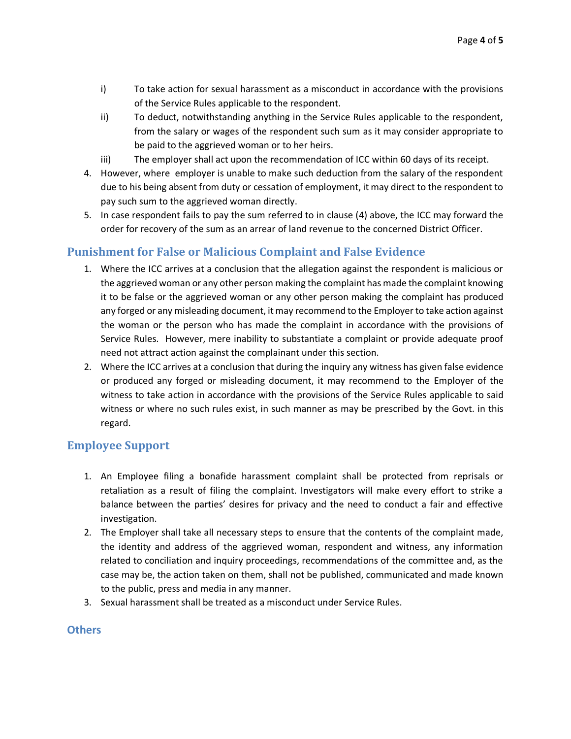i) To take action for sexual harassment as a misconduct in accordance with the provisions of the Service Rules applicable to the respondent.

ii) To deduct, notwithstanding anything in the Service Rules applicable to the respondent, from the salary or wages of the respondent such sum as it may consider appropriate to be paid to the aggrieved woman or to her heirs.

iii) The employer shall act upon the recommendation of ICC within 60 days of its receipt.

4. However, where employer is unable to make such deduction from the salary of the respondent due to his being absent from duty or cessation of employment, it may direct to the respondent to pay such sum to the aggrieved woman directly.
5. In case respondent fails to pay the sum referred to in clause (4) above, the ICC may forward the order for recovery of the sum as an arrear of land revenue to the concerned District Officer.

## Punishment for False or Malicious Complaint and False Evidence

1. Where the ICC arrives at a conclusion that the allegation against the respondent is malicious or the aggrieved woman or any other person making the complaint has made the complaint knowing it to be false or the aggrieved woman or any other person making the complaint has produced any forged or any misleading document, it may recommend to the Employer to take action against the woman or the person who has made the complaint in accordance with the provisions of Service Rules. However, mere inability to substantiate a complaint or provide adequate proof need not attract action against the complainant under this section.
2. Where the ICC arrives at a conclusion that during the inquiry any witness has given false evidence or produced any forged or misleading document, it may recommend to the Employer of the witness to take action in accordance with the provisions of the Service Rules applicable to said witness or where no such rules exist, in such manner as may be prescribed by the Govt. in this regard.

## Employee Support

1. An Employee filing a bonafide harassment complaint shall be protected from reprisals or retaliation as a result of filing the complaint. Investigators will make every effort to strike a balance between the parties' desires for privacy and the need to conduct a fair and effective investigation.
2. The Employer shall take all necessary steps to ensure that the contents of the complaint made, the identity and address of the aggrieved woman, respondent and witness, any information related to conciliation and inquiry proceedings, recommendations of the committee and, as the case may be, the action taken on them, shall not be published, communicated and made known to the public, press and media in any manner.
3. Sexual harassment shall be treated as a misconduct under Service Rules.

## Others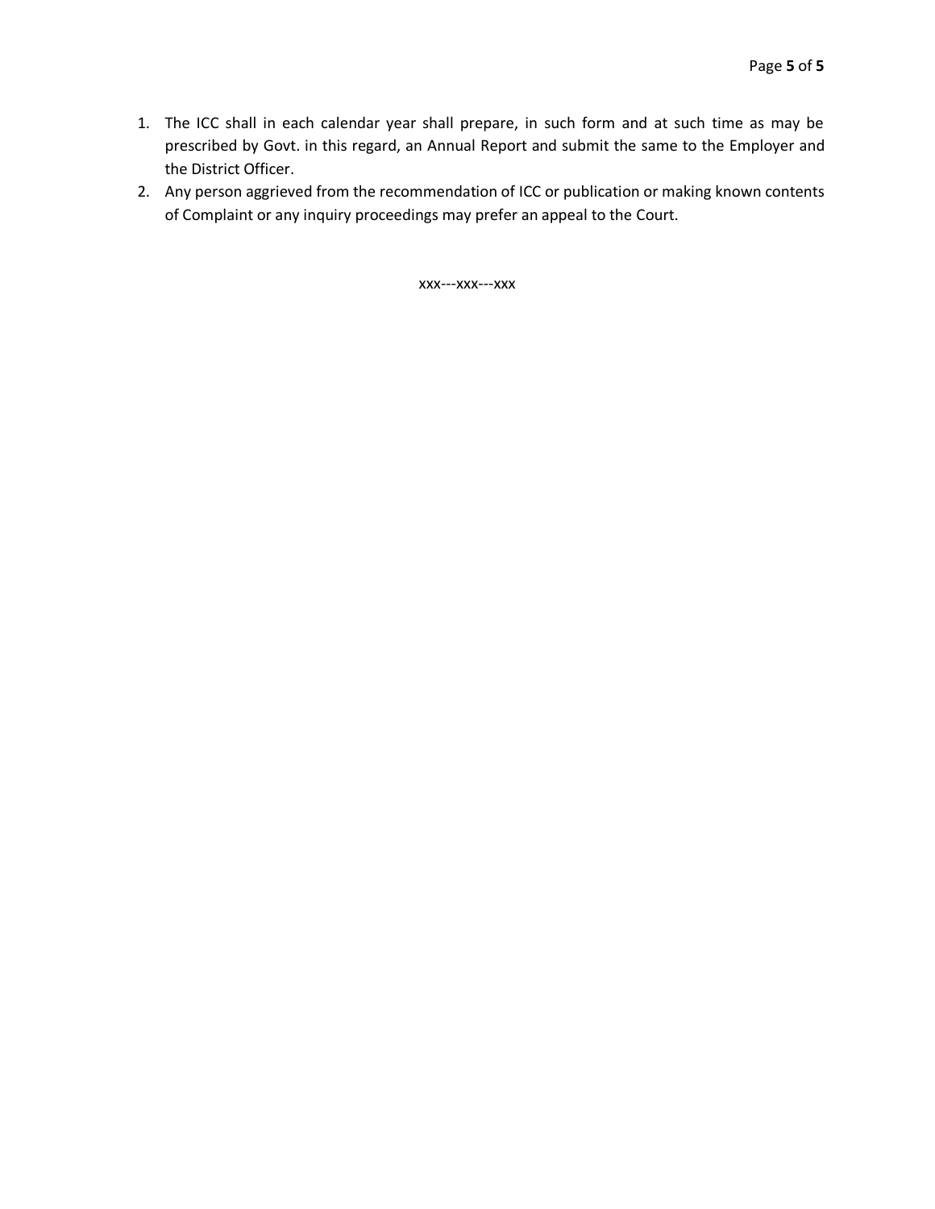1. The ICC shall in each calendar year shall prepare, in such form and at such time as may be prescribed by Govt. in this regard, an Annual Report and submit the same to the Employer and the District Officer.
2. Any person aggrieved from the recommendation of ICC or publication or making known contents of Complaint or any inquiry proceedings may prefer an appeal to the Court.

xxx---xxx---xxx